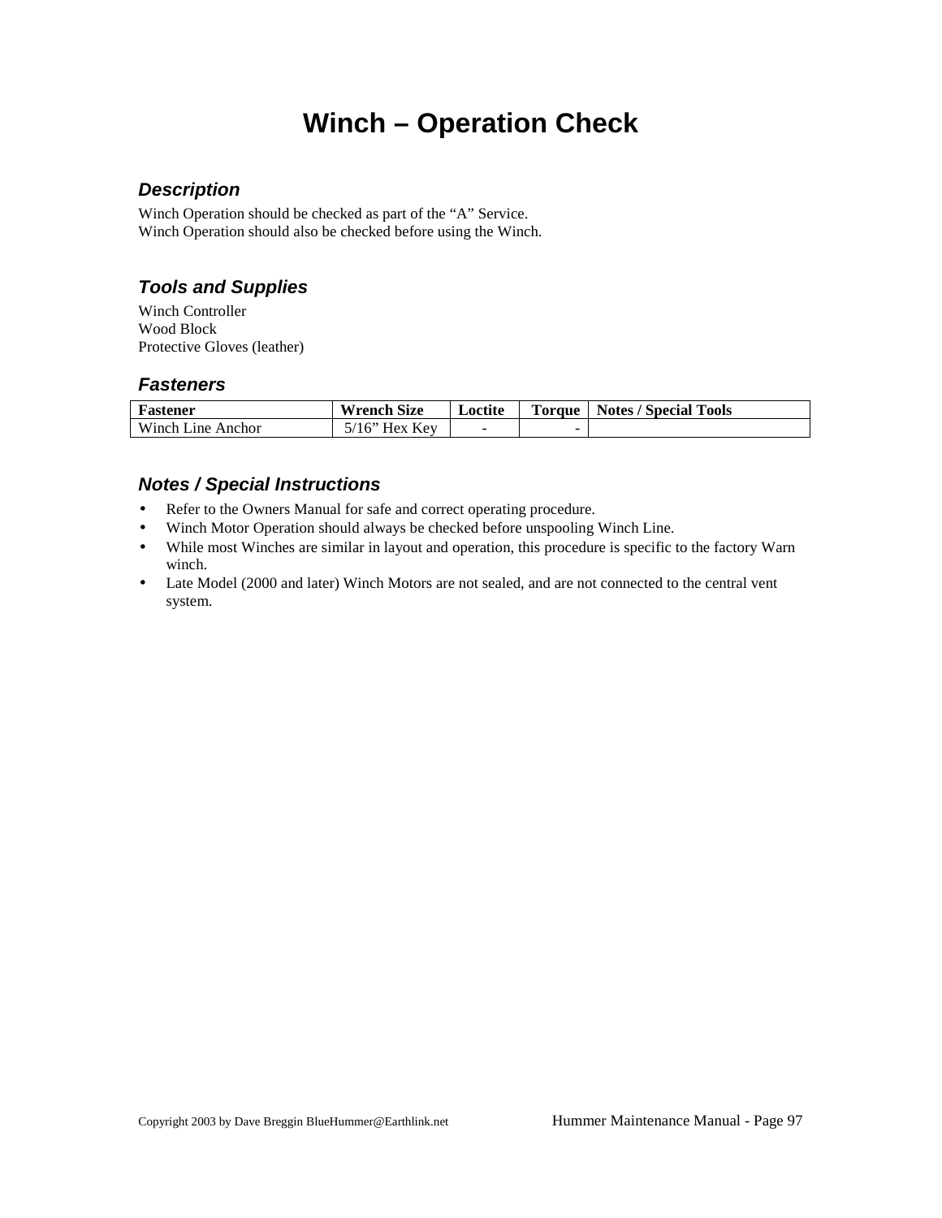# Winch – Operation Check

### *Description*

Winch Operation should be checked as part of the "A" Service.
Winch Operation should also be checked before using the Winch.

### *Tools and Supplies*

Winch Controller
Wood Block
Protective Gloves (leather)

### *Fasteners*

| Fastener | Wrench Size | Loctite | Torque | Notes / Special Tools |
|---|---|---|---|---|
| Winch Line Anchor | 5/16" Hex Key | - | - | |

### *Notes / Special Instructions*

- Refer to the Owners Manual for safe and correct operating procedure.
- Winch Motor Operation should always be checked before unspooling Winch Line.
- While most Winches are similar in layout and operation, this procedure is specific to the factory Warn winch.
- Late Model (2000 and later) Winch Motors are not sealed, and are not connected to the central vent system.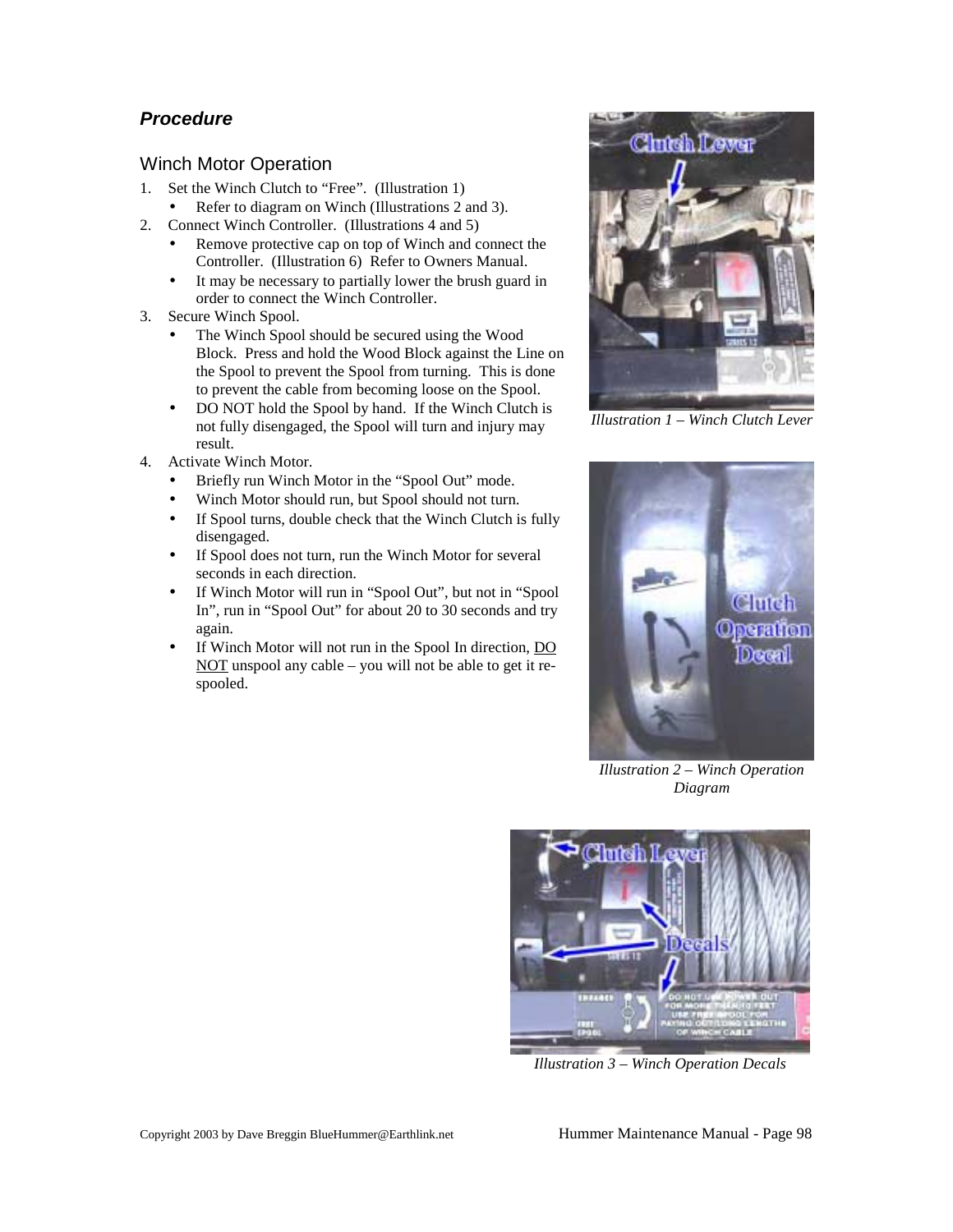### *Procedure*

#### Winch Motor Operation

1. Set the Winch Clutch to "Free". (Illustration 1)
   - Refer to diagram on Winch (Illustrations 2 and 3).
2. Connect Winch Controller. (Illustrations 4 and 5)
   - Remove protective cap on top of Winch and connect the Controller. (Illustration 6) Refer to Owners Manual.
   - It may be necessary to partially lower the brush guard in order to connect the Winch Controller.
3. Secure Winch Spool.
   - The Winch Spool should be secured using the Wood Block. Press and hold the Wood Block against the Line on the Spool to prevent the Spool from turning. This is done to prevent the cable from becoming loose on the Spool.
   - DO NOT hold the Spool by hand. If the Winch Clutch is not fully disengaged, the Spool will turn and injury may result.
4. Activate Winch Motor.
   - Briefly run Winch Motor in the "Spool Out" mode.
   - Winch Motor should run, but Spool should not turn.
   - If Spool turns, double check that the Winch Clutch is fully disengaged.
   - If Spool does not turn, run the Winch Motor for several seconds in each direction.
   - If Winch Motor will run in "Spool Out", but not in "Spool In", run in "Spool Out" for about 20 to 30 seconds and try again.
   - If Winch Motor will not run in the Spool In direction, <u>DO NOT</u> unspool any cable – you will not be able to get it re-spooled.

*Illustration 1 – Winch Clutch Lever*

*Illustration 2 – Winch Operation Diagram*

*Illustration 3 – Winch Operation Decals*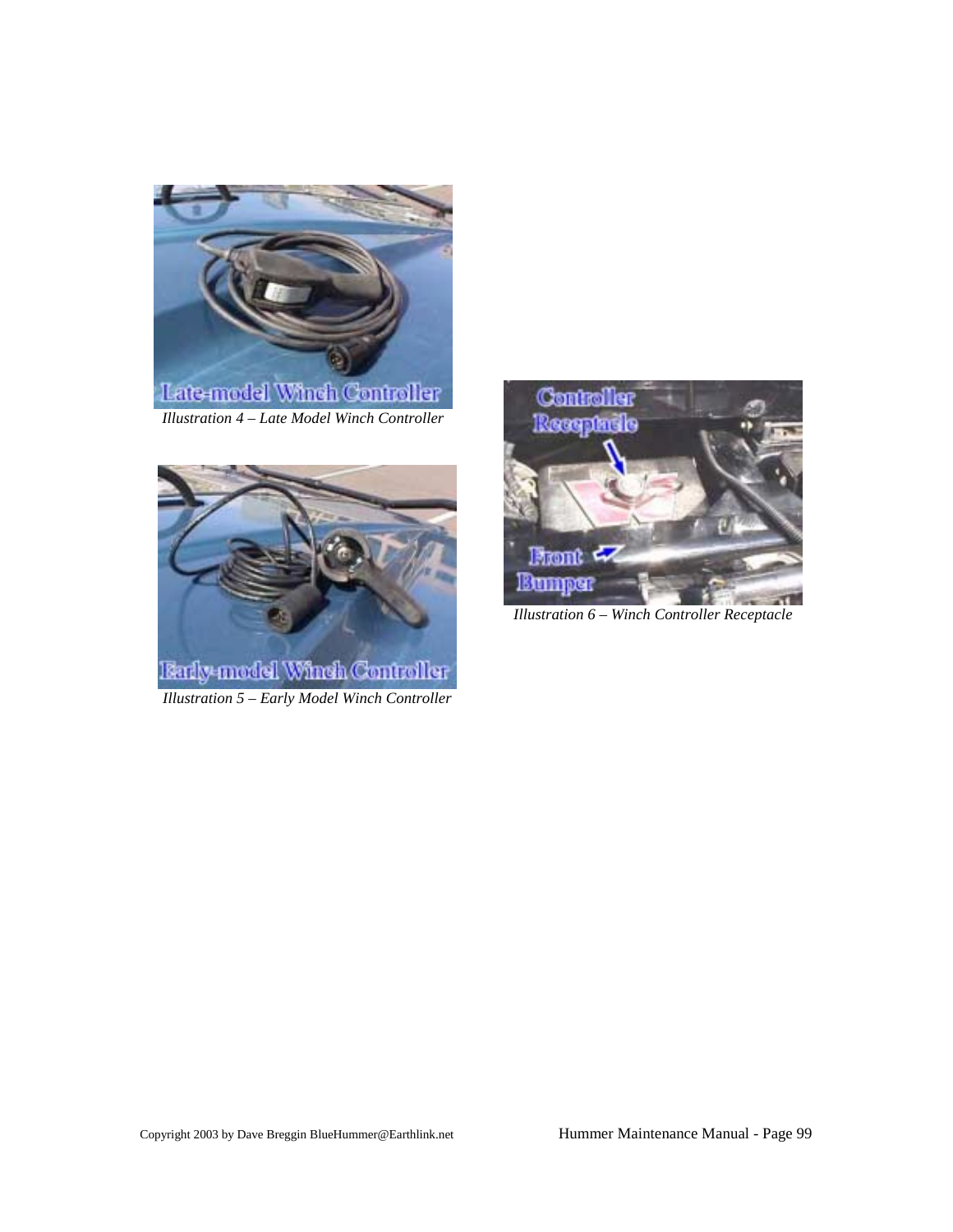*Illustration 4 – Late Model Winch Controller*

*Illustration 5 – Early Model Winch Controller*

*Illustration 6 – Winch Controller Receptacle*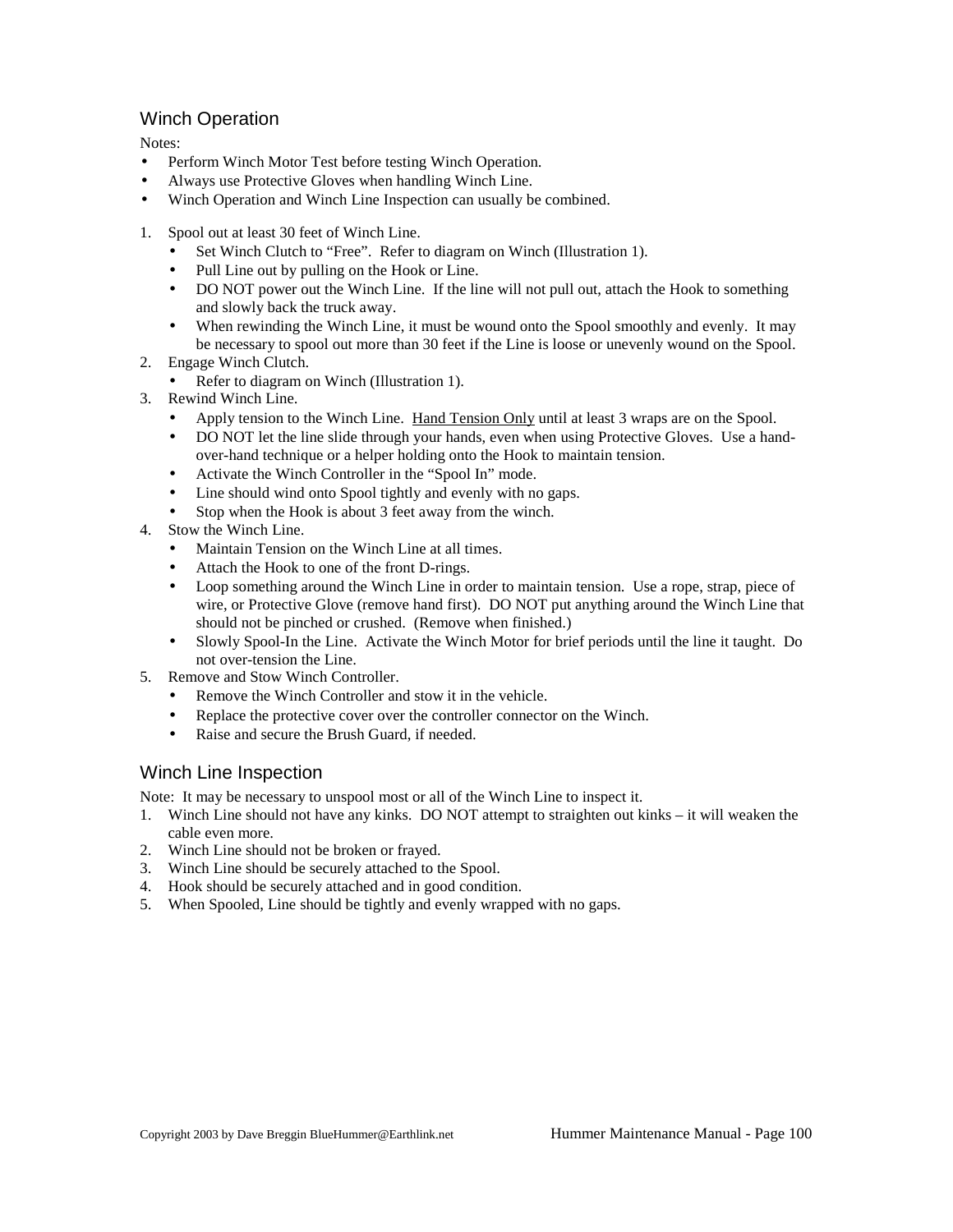## Winch Operation

Notes:

- Perform Winch Motor Test before testing Winch Operation.
- Always use Protective Gloves when handling Winch Line.
- Winch Operation and Winch Line Inspection can usually be combined.

1. Spool out at least 30 feet of Winch Line.
   - Set Winch Clutch to "Free". Refer to diagram on Winch (Illustration 1).
   - Pull Line out by pulling on the Hook or Line.
   - DO NOT power out the Winch Line. If the line will not pull out, attach the Hook to something and slowly back the truck away.
   - When rewinding the Winch Line, it must be wound onto the Spool smoothly and evenly. It may be necessary to spool out more than 30 feet if the Line is loose or unevenly wound on the Spool.
2. Engage Winch Clutch.
   - Refer to diagram on Winch (Illustration 1).
3. Rewind Winch Line.
   - Apply tension to the Winch Line. <u>Hand Tension Only</u> until at least 3 wraps are on the Spool.
   - DO NOT let the line slide through your hands, even when using Protective Gloves. Use a hand-over-hand technique or a helper holding onto the Hook to maintain tension.
   - Activate the Winch Controller in the "Spool In" mode.
   - Line should wind onto Spool tightly and evenly with no gaps.
   - Stop when the Hook is about 3 feet away from the winch.
4. Stow the Winch Line.
   - Maintain Tension on the Winch Line at all times.
   - Attach the Hook to one of the front D-rings.
   - Loop something around the Winch Line in order to maintain tension. Use a rope, strap, piece of wire, or Protective Glove (remove hand first). DO NOT put anything around the Winch Line that should not be pinched or crushed. (Remove when finished.)
   - Slowly Spool-In the Line. Activate the Winch Motor for brief periods until the line it taught. Do not over-tension the Line.
5. Remove and Stow Winch Controller.
   - Remove the Winch Controller and stow it in the vehicle.
   - Replace the protective cover over the controller connector on the Winch.
   - Raise and secure the Brush Guard, if needed.

## Winch Line Inspection

Note: It may be necessary to unspool most or all of the Winch Line to inspect it.

1. Winch Line should not have any kinks. DO NOT attempt to straighten out kinks – it will weaken the cable even more.
2. Winch Line should not be broken or frayed.
3. Winch Line should be securely attached to the Spool.
4. Hook should be securely attached and in good condition.
5. When Spooled, Line should be tightly and evenly wrapped with no gaps.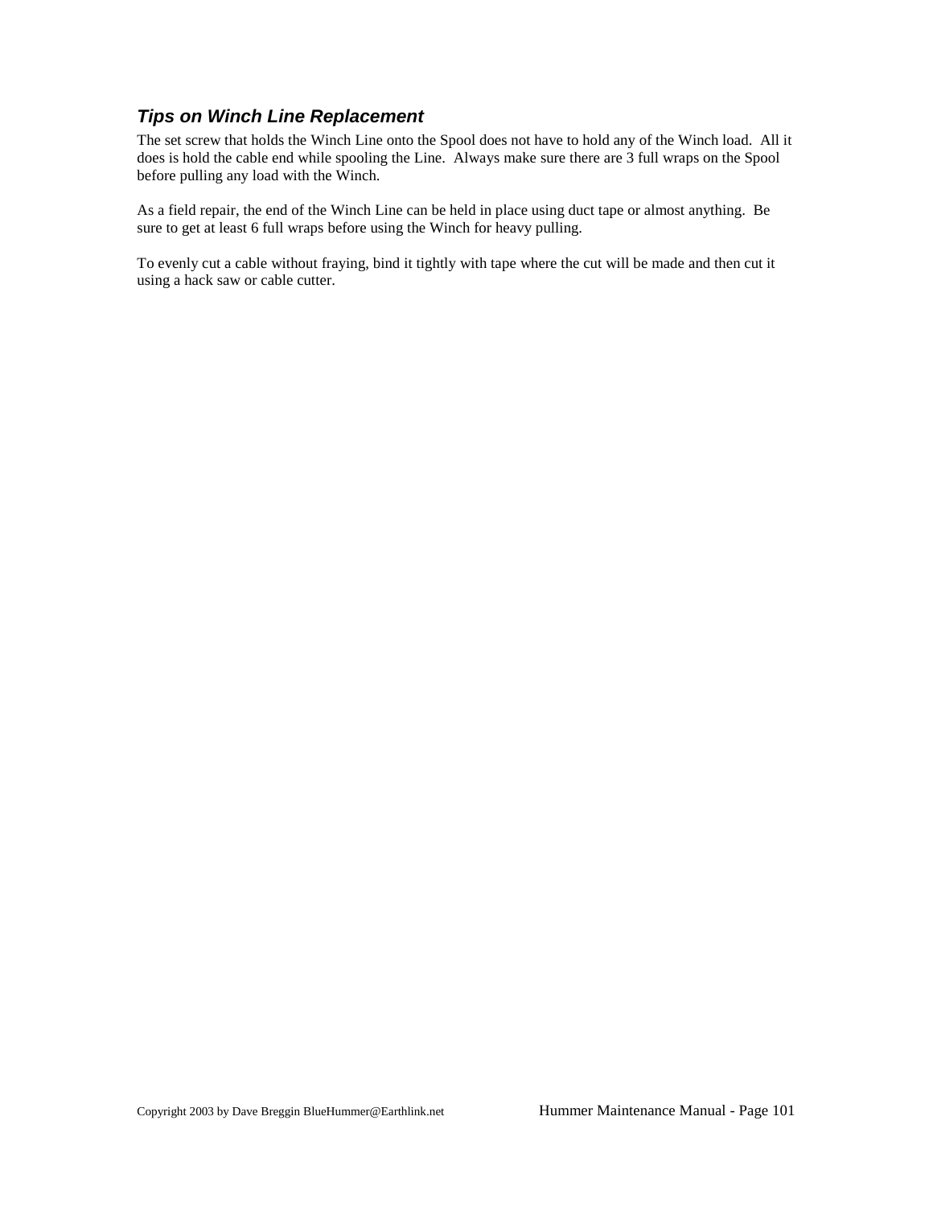### *Tips on Winch Line Replacement*

The set screw that holds the Winch Line onto the Spool does not have to hold any of the Winch load. All it does is hold the cable end while spooling the Line. Always make sure there are 3 full wraps on the Spool before pulling any load with the Winch.

As a field repair, the end of the Winch Line can be held in place using duct tape or almost anything. Be sure to get at least 6 full wraps before using the Winch for heavy pulling.

To evenly cut a cable without fraying, bind it tightly with tape where the cut will be made and then cut it using a hack saw or cable cutter.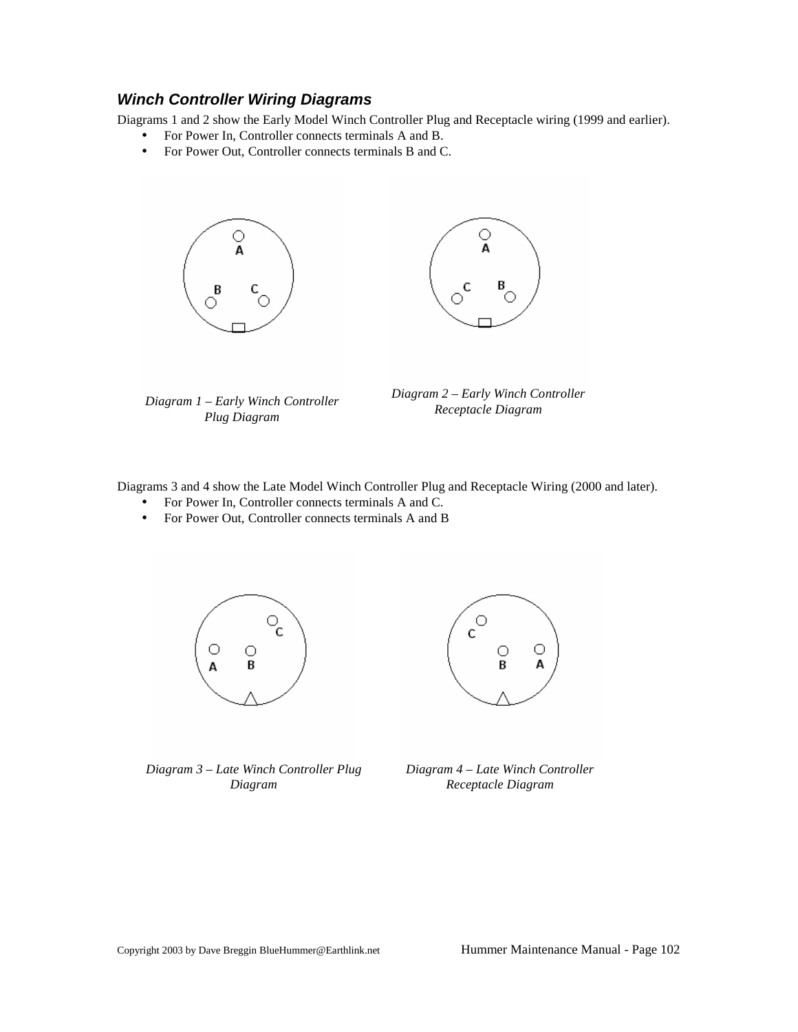### *Winch Controller Wiring Diagrams*

Diagrams 1 and 2 show the Early Model Winch Controller Plug and Receptacle wiring (1999 and earlier).

- For Power In, Controller connects terminals A and B.
- For Power Out, Controller connects terminals B and C.

A
B
C

*Diagram 1 – Early Winch Controller Plug Diagram*

A
C
B

*Diagram 2 – Early Winch Controller Receptacle Diagram*

Diagrams 3 and 4 show the Late Model Winch Controller Plug and Receptacle Wiring (2000 and later).

- For Power In, Controller connects terminals A and C.
- For Power Out, Controller connects terminals A and B

C
A
B

*Diagram 3 – Late Winch Controller Plug Diagram*

C
B
A

*Diagram 4 – Late Winch Controller Receptacle Diagram*